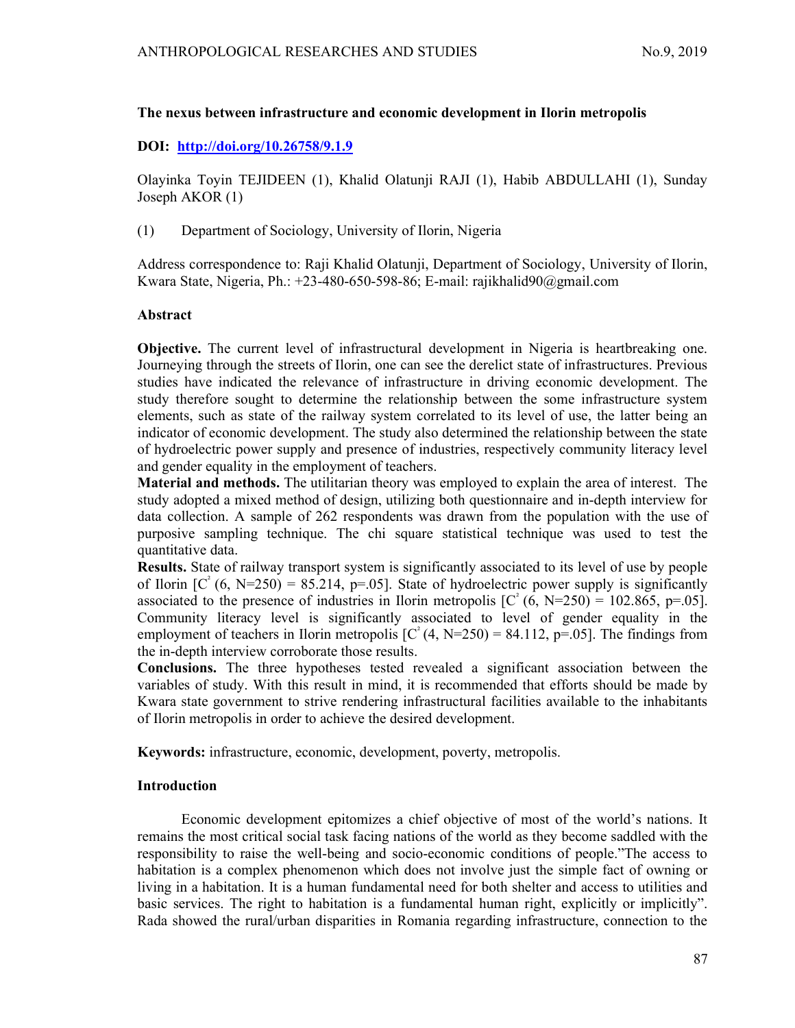## The nexus between infrastructure and economic development in Ilorin metropolis

**DOI: [http://doi.org/10.26758/9.1.9](http://doi.org/10.26758/9.1.9)**

Olayinka Toyin TEJIDEEN (1), Khalid Olatunji RAJI (1), Habib ABDULLAHI (1), Sunday Joseph AKOR (1)

(1) Department of Sociology, University of Ilorin, Nigeria

Address correspondence to: Raji Khalid Olatunji, Department of Sociology, University of Ilorin, Kwara State, Nigeria, Ph.: +23-480-650-598-86; E-mail: rajikhalid90@gmail.com

### Abstract

**Objective.** The current level of infrastructural development in Nigeria is heartbreaking one. Journeying through the streets of Ilorin, one can see the derelict state of infrastructures. Previous studies have indicated the relevance of infrastructure in driving economic development. The study therefore sought to determine the relationship between the some infrastructure system elements, such as state of the railway system correlated to its level of use, the latter being an indicator of economic development. The study also determined the relationship between the state of hydroelectric power supply and presence of industries, respectively community literacy level and gender equality in the employment of teachers.

**Material and methods.** The utilitarian theory was employed to explain the area of interest. The study adopted a mixed method of design, utilizing both questionnaire and in-depth interview for data collection. A sample of 262 respondents was drawn from the population with the use of purposive sampling technique. The chi square statistical technique was used to test the quantitative data.

**Results.** State of railway transport system is significantly associated to its level of use by people of Ilorin [$C^2$ (6, N=250) = 85.214, p=.05]. State of hydroelectric power supply is significantly associated to the presence of industries in Ilorin metropolis [$C^2$ (6, N=250) = 102.865, p=.05]. Community literacy level is significantly associated to level of gender equality in the employment of teachers in Ilorin metropolis [$C^2$ (4, N=250) = 84.112, p=.05]. The findings from the in-depth interview corroborate those results.

**Conclusions.** The three hypotheses tested revealed a significant association between the variables of study. With this result in mind, it is recommended that efforts should be made by Kwara state government to strive rendering infrastructural facilities available to the inhabitants of Ilorin metropolis in order to achieve the desired development.

**Keywords:** infrastructure, economic, development, poverty, metropolis.

### Introduction

Economic development epitomizes a chief objective of most of the world's nations. It remains the most critical social task facing nations of the world as they become saddled with the responsibility to raise the well-being and socio-economic conditions of people."The access to habitation is a complex phenomenon which does not involve just the simple fact of owning or living in a habitation. It is a human fundamental need for both shelter and access to utilities and basic services. The right to habitation is a fundamental human right, explicitly or implicitly". Rada showed the rural/urban disparities in Romania regarding infrastructure, connection to the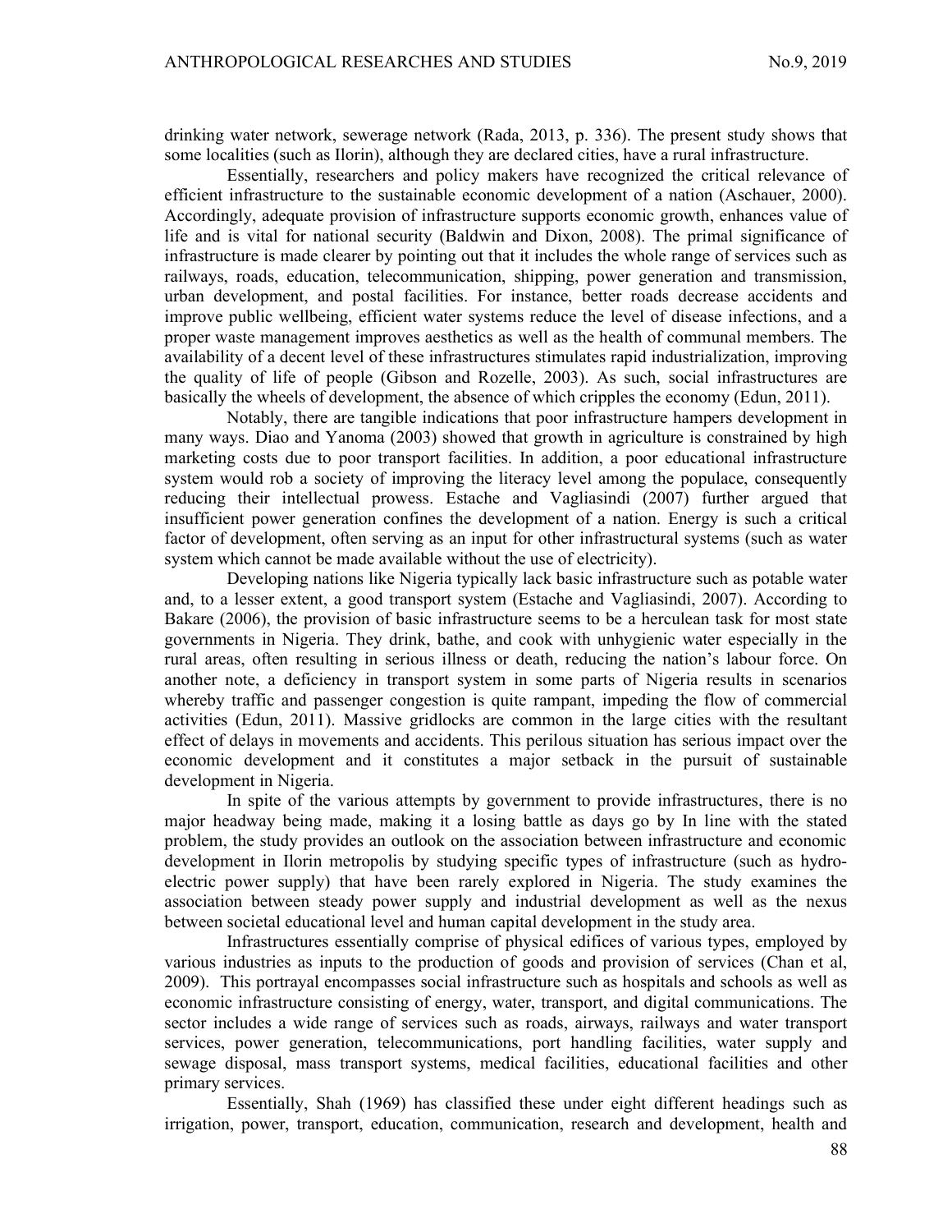drinking water network, sewerage network (Rada, 2013, p. 336). The present study shows that some localities (such as Ilorin), although they are declared cities, have a rural infrastructure.

Essentially, researchers and policy makers have recognized the critical relevance of efficient infrastructure to the sustainable economic development of a nation (Aschauer, 2000). Accordingly, adequate provision of infrastructure supports economic growth, enhances value of life and is vital for national security (Baldwin and Dixon, 2008). The primal significance of infrastructure is made clearer by pointing out that it includes the whole range of services such as railways, roads, education, telecommunication, shipping, power generation and transmission, urban development, and postal facilities. For instance, better roads decrease accidents and improve public wellbeing, efficient water systems reduce the level of disease infections, and a proper waste management improves aesthetics as well as the health of communal members. The availability of a decent level of these infrastructures stimulates rapid industrialization, improving the quality of life of people (Gibson and Rozelle, 2003). As such, social infrastructures are basically the wheels of development, the absence of which cripples the economy (Edun, 2011).

Notably, there are tangible indications that poor infrastructure hampers development in many ways. Diao and Yanoma (2003) showed that growth in agriculture is constrained by high marketing costs due to poor transport facilities. In addition, a poor educational infrastructure system would rob a society of improving the literacy level among the populace, consequently reducing their intellectual prowess. Estache and Vagliasindi (2007) further argued that insufficient power generation confines the development of a nation. Energy is such a critical factor of development, often serving as an input for other infrastructural systems (such as water system which cannot be made available without the use of electricity).

Developing nations like Nigeria typically lack basic infrastructure such as potable water and, to a lesser extent, a good transport system (Estache and Vagliasindi, 2007). According to Bakare (2006), the provision of basic infrastructure seems to be a herculean task for most state governments in Nigeria. They drink, bathe, and cook with unhygienic water especially in the rural areas, often resulting in serious illness or death, reducing the nation's labour force. On another note, a deficiency in transport system in some parts of Nigeria results in scenarios whereby traffic and passenger congestion is quite rampant, impeding the flow of commercial activities (Edun, 2011). Massive gridlocks are common in the large cities with the resultant effect of delays in movements and accidents. This perilous situation has serious impact over the economic development and it constitutes a major setback in the pursuit of sustainable development in Nigeria.

In spite of the various attempts by government to provide infrastructures, there is no major headway being made, making it a losing battle as days go by In line with the stated problem, the study provides an outlook on the association between infrastructure and economic development in Ilorin metropolis by studying specific types of infrastructure (such as hydro-electric power supply) that have been rarely explored in Nigeria. The study examines the association between steady power supply and industrial development as well as the nexus between societal educational level and human capital development in the study area.

Infrastructures essentially comprise of physical edifices of various types, employed by various industries as inputs to the production of goods and provision of services (Chan et al, 2009). This portrayal encompasses social infrastructure such as hospitals and schools as well as economic infrastructure consisting of energy, water, transport, and digital communications. The sector includes a wide range of services such as roads, airways, railways and water transport services, power generation, telecommunications, port handling facilities, water supply and sewage disposal, mass transport systems, medical facilities, educational facilities and other primary services.

Essentially, Shah (1969) has classified these under eight different headings such as irrigation, power, transport, education, communication, research and development, health and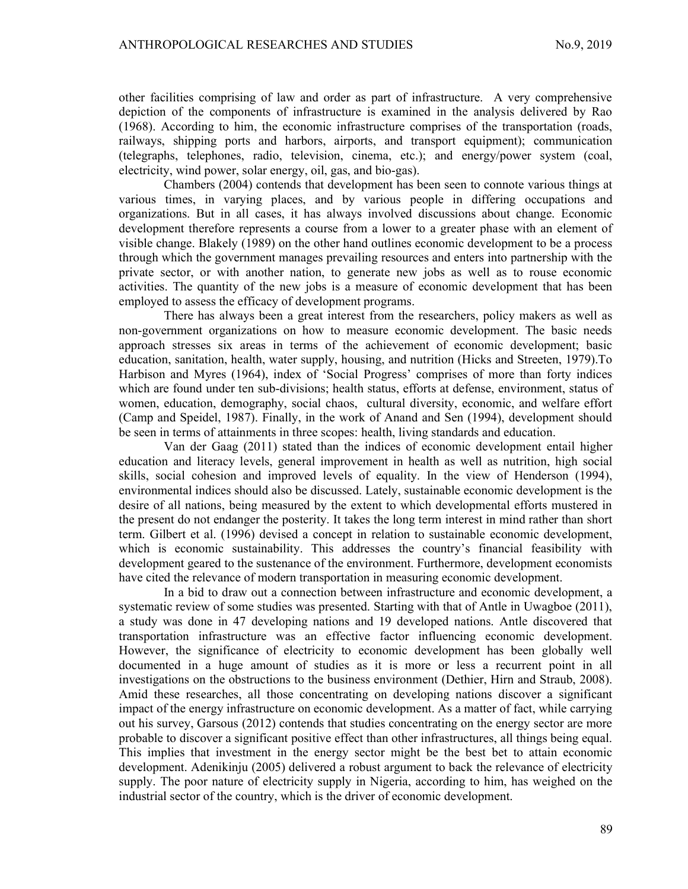other facilities comprising of law and order as part of infrastructure. A very comprehensive depiction of the components of infrastructure is examined in the analysis delivered by Rao (1968). According to him, the economic infrastructure comprises of the transportation (roads, railways, shipping ports and harbors, airports, and transport equipment); communication (telegraphs, telephones, radio, television, cinema, etc.); and energy/power system (coal, electricity, wind power, solar energy, oil, gas, and bio-gas).

Chambers (2004) contends that development has been seen to connote various things at various times, in varying places, and by various people in differing occupations and organizations. But in all cases, it has always involved discussions about change. Economic development therefore represents a course from a lower to a greater phase with an element of visible change. Blakely (1989) on the other hand outlines economic development to be a process through which the government manages prevailing resources and enters into partnership with the private sector, or with another nation, to generate new jobs as well as to rouse economic activities. The quantity of the new jobs is a measure of economic development that has been employed to assess the efficacy of development programs.

There has always been a great interest from the researchers, policy makers as well as non-government organizations on how to measure economic development. The basic needs approach stresses six areas in terms of the achievement of economic development; basic education, sanitation, health, water supply, housing, and nutrition (Hicks and Streeten, 1979).To Harbison and Myres (1964), index of 'Social Progress' comprises of more than forty indices which are found under ten sub-divisions; health status, efforts at defense, environment, status of women, education, demography, social chaos, cultural diversity, economic, and welfare effort (Camp and Speidel, 1987). Finally, in the work of Anand and Sen (1994), development should be seen in terms of attainments in three scopes: health, living standards and education.

Van der Gaag (2011) stated than the indices of economic development entail higher education and literacy levels, general improvement in health as well as nutrition, high social skills, social cohesion and improved levels of equality. In the view of Henderson (1994), environmental indices should also be discussed. Lately, sustainable economic development is the desire of all nations, being measured by the extent to which developmental efforts mustered in the present do not endanger the posterity. It takes the long term interest in mind rather than short term. Gilbert et al. (1996) devised a concept in relation to sustainable economic development, which is economic sustainability. This addresses the country's financial feasibility with development geared to the sustenance of the environment. Furthermore, development economists have cited the relevance of modern transportation in measuring economic development.

In a bid to draw out a connection between infrastructure and economic development, a systematic review of some studies was presented. Starting with that of Antle in Uwagboe (2011), a study was done in 47 developing nations and 19 developed nations. Antle discovered that transportation infrastructure was an effective factor influencing economic development. However, the significance of electricity to economic development has been globally well documented in a huge amount of studies as it is more or less a recurrent point in all investigations on the obstructions to the business environment (Dethier, Hirn and Straub, 2008). Amid these researches, all those concentrating on developing nations discover a significant impact of the energy infrastructure on economic development. As a matter of fact, while carrying out his survey, Garsous (2012) contends that studies concentrating on the energy sector are more probable to discover a significant positive effect than other infrastructures, all things being equal. This implies that investment in the energy sector might be the best bet to attain economic development. Adenikinju (2005) delivered a robust argument to back the relevance of electricity supply. The poor nature of electricity supply in Nigeria, according to him, has weighed on the industrial sector of the country, which is the driver of economic development.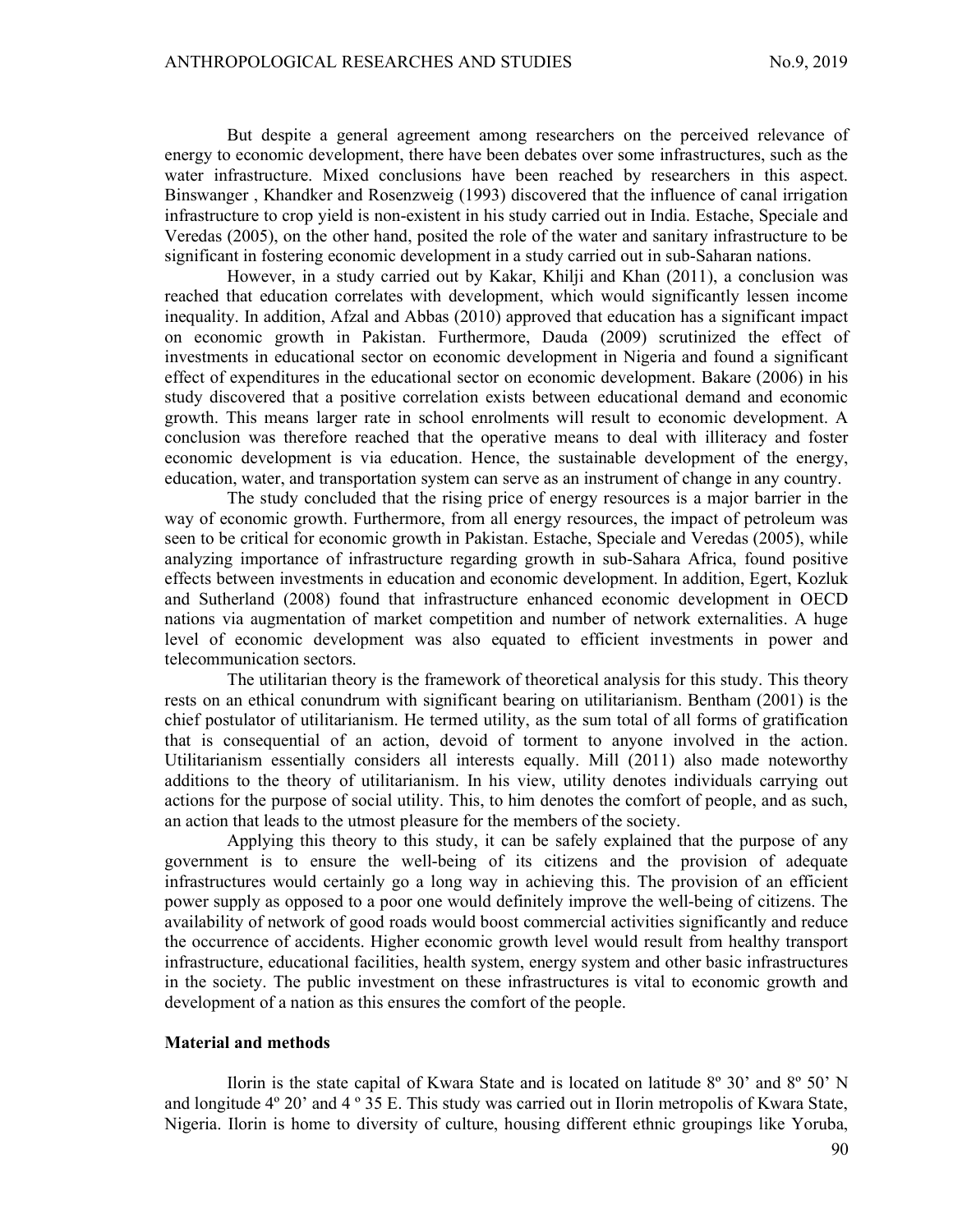But despite a general agreement among researchers on the perceived relevance of energy to economic development, there have been debates over some infrastructures, such as the water infrastructure. Mixed conclusions have been reached by researchers in this aspect. Binswanger , Khandker and Rosenzweig (1993) discovered that the influence of canal irrigation infrastructure to crop yield is non-existent in his study carried out in India. Estache, Speciale and Veredas (2005), on the other hand, posited the role of the water and sanitary infrastructure to be significant in fostering economic development in a study carried out in sub-Saharan nations.

However, in a study carried out by Kakar, Khilji and Khan (2011), a conclusion was reached that education correlates with development, which would significantly lessen income inequality. In addition, Afzal and Abbas (2010) approved that education has a significant impact on economic growth in Pakistan. Furthermore, Dauda (2009) scrutinized the effect of investments in educational sector on economic development in Nigeria and found a significant effect of expenditures in the educational sector on economic development. Bakare (2006) in his study discovered that a positive correlation exists between educational demand and economic growth. This means larger rate in school enrolments will result to economic development. A conclusion was therefore reached that the operative means to deal with illiteracy and foster economic development is via education. Hence, the sustainable development of the energy, education, water, and transportation system can serve as an instrument of change in any country.

The study concluded that the rising price of energy resources is a major barrier in the way of economic growth. Furthermore, from all energy resources, the impact of petroleum was seen to be critical for economic growth in Pakistan. Estache, Speciale and Veredas (2005), while analyzing importance of infrastructure regarding growth in sub-Sahara Africa, found positive effects between investments in education and economic development. In addition, Egert, Kozluk and Sutherland (2008) found that infrastructure enhanced economic development in OECD nations via augmentation of market competition and number of network externalities. A huge level of economic development was also equated to efficient investments in power and telecommunication sectors.

The utilitarian theory is the framework of theoretical analysis for this study. This theory rests on an ethical conundrum with significant bearing on utilitarianism. Bentham (2001) is the chief postulator of utilitarianism. He termed utility, as the sum total of all forms of gratification that is consequential of an action, devoid of torment to anyone involved in the action. Utilitarianism essentially considers all interests equally. Mill (2011) also made noteworthy additions to the theory of utilitarianism. In his view, utility denotes individuals carrying out actions for the purpose of social utility. This, to him denotes the comfort of people, and as such, an action that leads to the utmost pleasure for the members of the society.

Applying this theory to this study, it can be safely explained that the purpose of any government is to ensure the well-being of its citizens and the provision of adequate infrastructures would certainly go a long way in achieving this. The provision of an efficient power supply as opposed to a poor one would definitely improve the well-being of citizens. The availability of network of good roads would boost commercial activities significantly and reduce the occurrence of accidents. Higher economic growth level would result from healthy transport infrastructure, educational facilities, health system, energy system and other basic infrastructures in the society. The public investment on these infrastructures is vital to economic growth and development of a nation as this ensures the comfort of the people.

## Material and methods

Ilorin is the state capital of Kwara State and is located on latitude 8º 30' and 8º 50' N and longitude 4º 20' and 4 º 35 E. This study was carried out in Ilorin metropolis of Kwara State, Nigeria. Ilorin is home to diversity of culture, housing different ethnic groupings like Yoruba,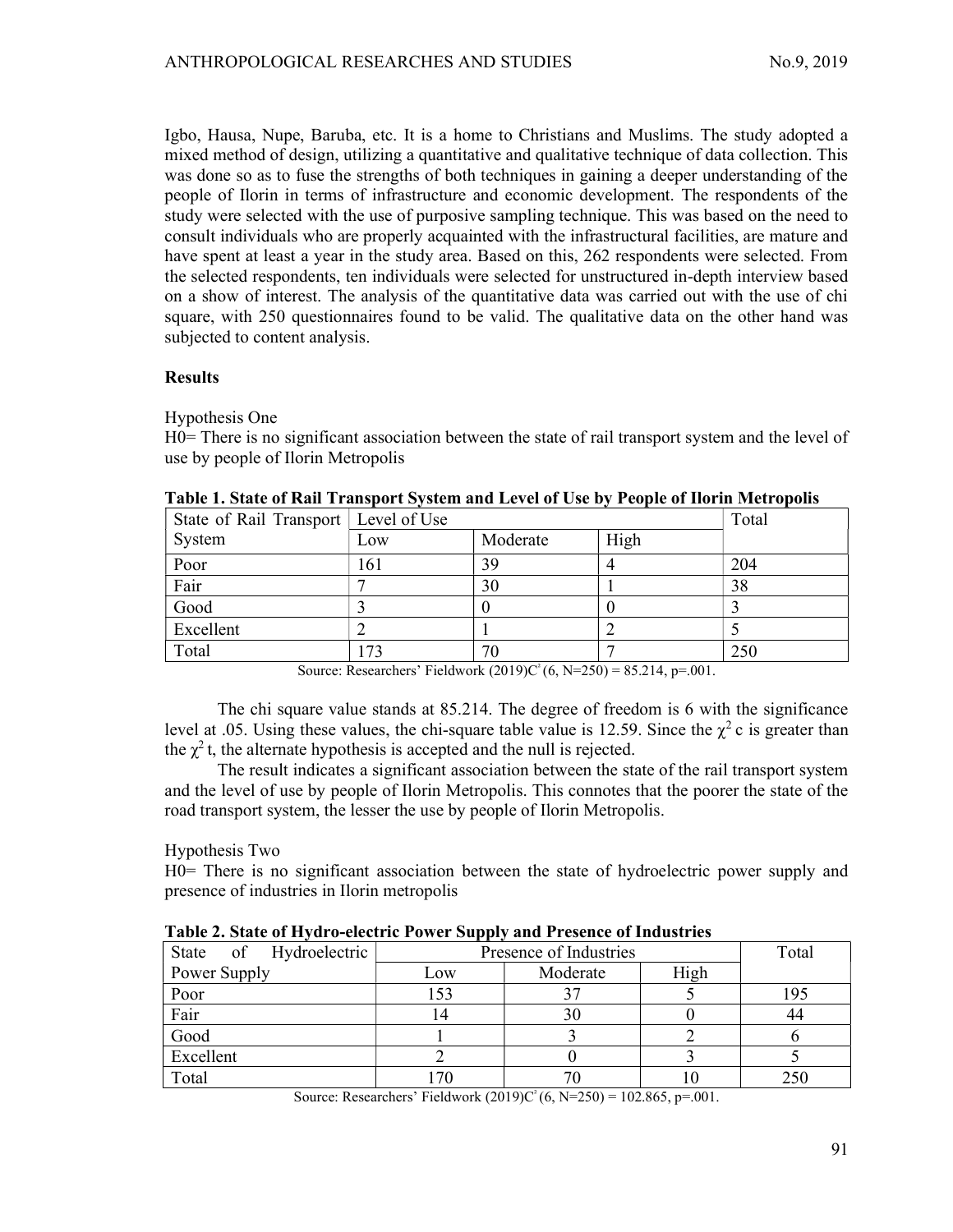Igbo, Hausa, Nupe, Baruba, etc. It is a home to Christians and Muslims. The study adopted a mixed method of design, utilizing a quantitative and qualitative technique of data collection. This was done so as to fuse the strengths of both techniques in gaining a deeper understanding of the people of Ilorin in terms of infrastructure and economic development. The respondents of the study were selected with the use of purposive sampling technique. This was based on the need to consult individuals who are properly acquainted with the infrastructural facilities, are mature and have spent at least a year in the study area. Based on this, 262 respondents were selected. From the selected respondents, ten individuals were selected for unstructured in-depth interview based on a show of interest. The analysis of the quantitative data was carried out with the use of chi square, with 250 questionnaires found to be valid. The qualitative data on the other hand was subjected to content analysis.

## Results

Hypothesis One

H0= There is no significant association between the state of rail transport system and the level of use by people of Ilorin Metropolis

**Table 1. State of Rail Transport System and Level of Use by People of Ilorin Metropolis**

| State of Rail Transport System | Level of Use | | | Total |
|---|---|---|---|---|
| | Low | Moderate | High | |
| Poor | 161 | 39 | 4 | 204 |
| Fair | 7 | 30 | 1 | 38 |
| Good | 3 | 0 | 0 | 3 |
| Excellent | 2 | 1 | 2 | 5 |
| Total | 173 | 70 | 7 | 250 |

Source: Researchers' Fieldwork (2019)$C^2$(6, N=250) = 85.214, p=.001.

The chi square value stands at 85.214. The degree of freedom is 6 with the significance level at .05. Using these values, the chi-square table value is 12.59. Since the $\chi^2$ c is greater than the $\chi^2$ t, the alternate hypothesis is accepted and the null is rejected.

The result indicates a significant association between the state of the rail transport system and the level of use by people of Ilorin Metropolis. This connotes that the poorer the state of the road transport system, the lesser the use by people of Ilorin Metropolis.

Hypothesis Two

H0= There is no significant association between the state of hydroelectric power supply and presence of industries in Ilorin metropolis

**Table 2. State of Hydro-electric Power Supply and Presence of Industries**

| State of Hydroelectric Power Supply | Presence of Industries | | | Total |
|---|---|---|---|---|
| | Low | Moderate | High | |
| Poor | 153 | 37 | 5 | 195 |
| Fair | 14 | 30 | 0 | 44 |
| Good | 1 | 3 | 2 | 6 |
| Excellent | 2 | 0 | 3 | 5 |
| Total | 170 | 70 | 10 | 250 |

Source: Researchers' Fieldwork (2019)$C^2$(6, N=250) = 102.865, p=.001.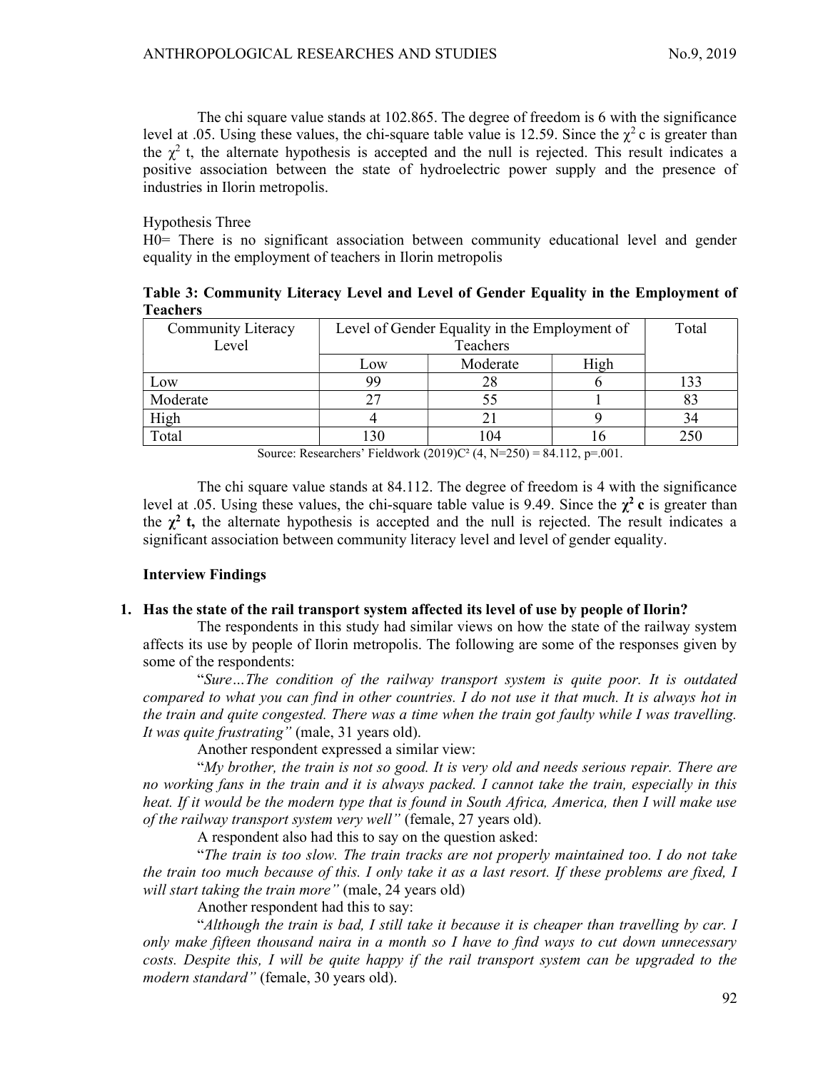The chi square value stands at 102.865. The degree of freedom is 6 with the significance level at .05. Using these values, the chi-square table value is 12.59. Since the $\chi^2$ c is greater than the $\chi^2$ t, the alternate hypothesis is accepted and the null is rejected. This result indicates a positive association between the state of hydroelectric power supply and the presence of industries in Ilorin metropolis.

Hypothesis Three

H0= There is no significant association between community educational level and gender equality in the employment of teachers in Ilorin metropolis

**Table 3: Community Literacy Level and Level of Gender Equality in the Employment of Teachers**

| Community Literacy Level | Level of Gender Equality in the Employment of Teachers | | | Total |
|---|---|---|---|---|
| | Low | Moderate | High | |
| Low | 99 | 28 | 6 | 133 |
| Moderate | 27 | 55 | 1 | 83 |
| High | 4 | 21 | 9 | 34 |
| Total | 130 | 104 | 16 | 250 |

Source: Researchers' Fieldwork (2019)$C^2$ (4, N=250) = 84.112, p=.001.

The chi square value stands at 84.112. The degree of freedom is 4 with the significance level at .05. Using these values, the chi-square table value is 9.49. Since the $\chi^2$ **c** is greater than the $\chi^2$ **t,** the alternate hypothesis is accepted and the null is rejected. The result indicates a significant association between community literacy level and level of gender equality.

**Interview Findings**

**1. Has the state of the rail transport system affected its level of use by people of Ilorin?**

The respondents in this study had similar views on how the state of the railway system affects its use by people of Ilorin metropolis. The following are some of the responses given by some of the respondents:

"*Sure…The condition of the railway transport system is quite poor. It is outdated compared to what you can find in other countries. I do not use it that much. It is always hot in the train and quite congested. There was a time when the train got faulty while I was travelling. It was quite frustrating"* (male, 31 years old).

Another respondent expressed a similar view:

"*My brother, the train is not so good. It is very old and needs serious repair. There are no working fans in the train and it is always packed. I cannot take the train, especially in this heat. If it would be the modern type that is found in South Africa, America, then I will make use of the railway transport system very well"* (female, 27 years old).

A respondent also had this to say on the question asked:

"*The train is too slow. The train tracks are not properly maintained too. I do not take the train too much because of this. I only take it as a last resort. If these problems are fixed, I will start taking the train more"* (male, 24 years old)

Another respondent had this to say:

"*Although the train is bad, I still take it because it is cheaper than travelling by car. I only make fifteen thousand naira in a month so I have to find ways to cut down unnecessary costs. Despite this, I will be quite happy if the rail transport system can be upgraded to the modern standard"* (female, 30 years old).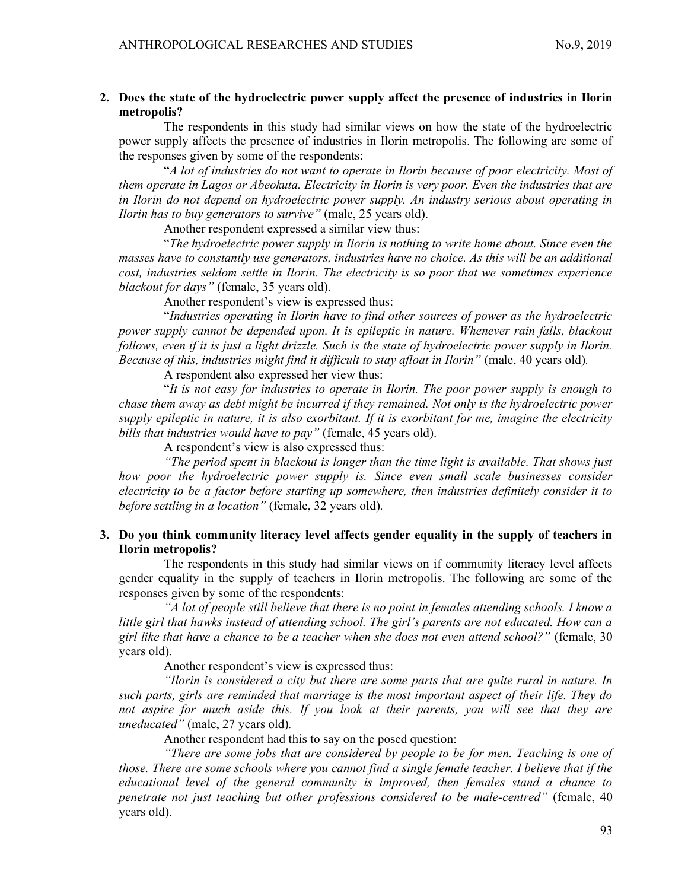**2. Does the state of the hydroelectric power supply affect the presence of industries in Ilorin metropolis?**

The respondents in this study had similar views on how the state of the hydroelectric power supply affects the presence of industries in Ilorin metropolis. The following are some of the responses given by some of the respondents:

"*A lot of industries do not want to operate in Ilorin because of poor electricity. Most of them operate in Lagos or Abeokuta. Electricity in Ilorin is very poor. Even the industries that are in Ilorin do not depend on hydroelectric power supply. An industry serious about operating in Ilorin has to buy generators to survive"* (male, 25 years old).

Another respondent expressed a similar view thus:

"*The hydroelectric power supply in Ilorin is nothing to write home about. Since even the masses have to constantly use generators, industries have no choice. As this will be an additional cost, industries seldom settle in Ilorin. The electricity is so poor that we sometimes experience blackout for days"* (female, 35 years old).

Another respondent's view is expressed thus:

"*Industries operating in Ilorin have to find other sources of power as the hydroelectric power supply cannot be depended upon. It is epileptic in nature. Whenever rain falls, blackout follows, even if it is just a light drizzle. Such is the state of hydroelectric power supply in Ilorin. Because of this, industries might find it difficult to stay afloat in Ilorin"* (male, 40 years old).

A respondent also expressed her view thus:

"*It is not easy for industries to operate in Ilorin. The poor power supply is enough to chase them away as debt might be incurred if they remained. Not only is the hydroelectric power supply epileptic in nature, it is also exorbitant. If it is exorbitant for me, imagine the electricity bills that industries would have to pay"* (female, 45 years old).

A respondent's view is also expressed thus:

*"The period spent in blackout is longer than the time light is available. That shows just how poor the hydroelectric power supply is. Since even small scale businesses consider electricity to be a factor before starting up somewhere, then industries definitely consider it to before settling in a location"* (female, 32 years old).

**3. Do you think community literacy level affects gender equality in the supply of teachers in Ilorin metropolis?**

The respondents in this study had similar views on if community literacy level affects gender equality in the supply of teachers in Ilorin metropolis. The following are some of the responses given by some of the respondents:

*"A lot of people still believe that there is no point in females attending schools. I know a little girl that hawks instead of attending school. The girl's parents are not educated. How can a girl like that have a chance to be a teacher when she does not even attend school?"* (female, 30 years old).

Another respondent's view is expressed thus:

*"Ilorin is considered a city but there are some parts that are quite rural in nature. In such parts, girls are reminded that marriage is the most important aspect of their life. They do not aspire for much aside this. If you look at their parents, you will see that they are uneducated"* (male, 27 years old).

Another respondent had this to say on the posed question:

*"There are some jobs that are considered by people to be for men. Teaching is one of those. There are some schools where you cannot find a single female teacher. I believe that if the educational level of the general community is improved, then females stand a chance to penetrate not just teaching but other professions considered to be male-centred"* (female, 40 years old).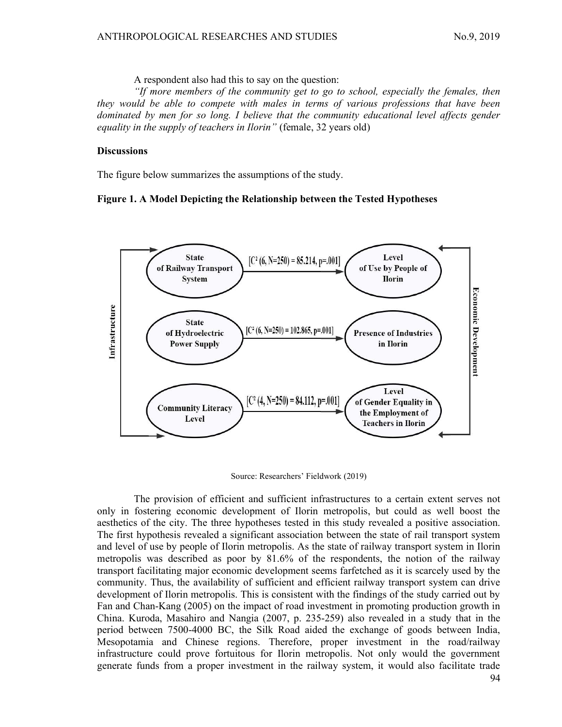A respondent also had this to say on the question:

*"If more members of the community get to go to school, especially the females, then they would be able to compete with males in terms of various professions that have been dominated by men for so long. I believe that the community educational level affects gender equality in the supply of teachers in Ilorin"* (female, 32 years old)

**Discussions**

The figure below summarizes the assumptions of the study.

**Figure 1. A Model Depicting the Relationship between the Tested Hypotheses**

Infrastructure → Economic Development

- State of Railway Transport System → $[C^2 (6, N=250) = 85.214, p=.001]$ → Level of Use by People of Ilorin
- State of Hydroelectric Power Supply → $[C^2 (6, N=250) = 102.865, p=.001]$ → Presence of Industries in Ilorin
- Community Literacy Level → $[C^2 (4, N=250) = 84.112, p=.001]$ → Level of Gender Equality in the Employment of Teachers in Ilorin

Source: Researchers' Fieldwork (2019)

The provision of efficient and sufficient infrastructures to a certain extent serves not only in fostering economic development of Ilorin metropolis, but could as well boost the aesthetics of the city. The three hypotheses tested in this study revealed a positive association. The first hypothesis revealed a significant association between the state of rail transport system and level of use by people of Ilorin metropolis. As the state of railway transport system in Ilorin metropolis was described as poor by 81.6% of the respondents, the notion of the railway transport facilitating major economic development seems farfetched as it is scarcely used by the community. Thus, the availability of sufficient and efficient railway transport system can drive development of Ilorin metropolis. This is consistent with the findings of the study carried out by Fan and Chan-Kang (2005) on the impact of road investment in promoting production growth in China. Kuroda, Masahiro and Nangia (2007, p. 235-259) also revealed in a study that in the period between 7500-4000 BC, the Silk Road aided the exchange of goods between India, Mesopotamia and Chinese regions. Therefore, proper investment in the road/railway infrastructure could prove fortuitous for Ilorin metropolis. Not only would the government generate funds from a proper investment in the railway system, it would also facilitate trade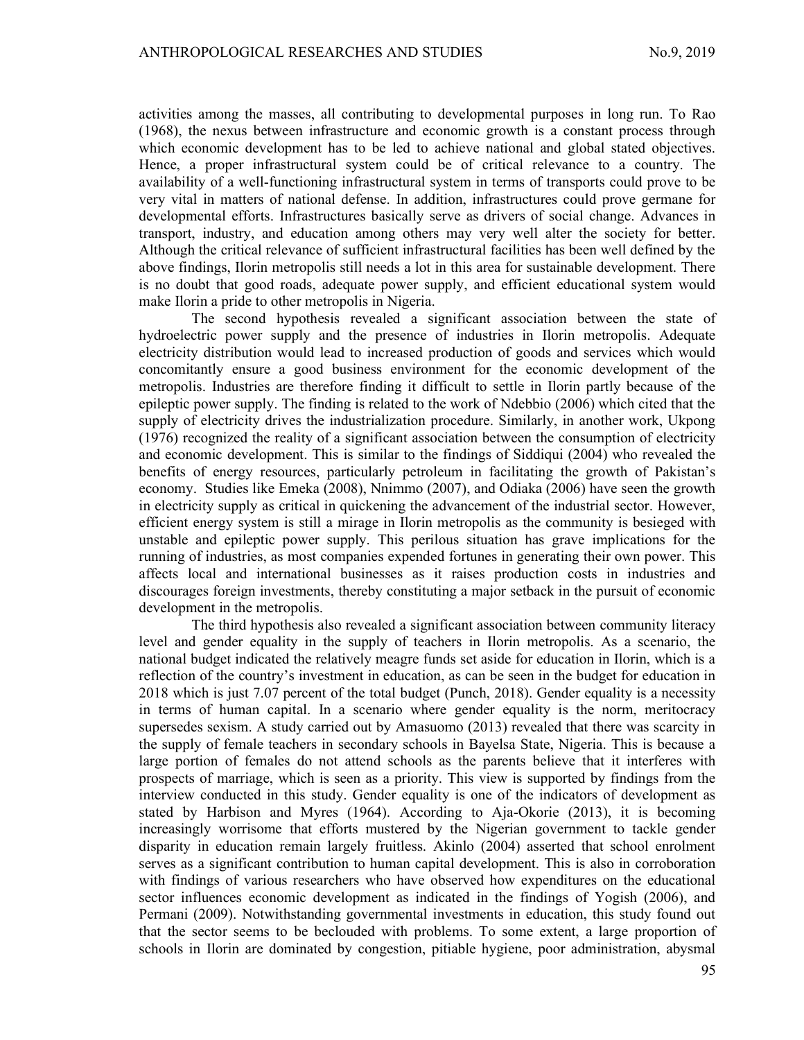activities among the masses, all contributing to developmental purposes in long run. To Rao (1968), the nexus between infrastructure and economic growth is a constant process through which economic development has to be led to achieve national and global stated objectives. Hence, a proper infrastructural system could be of critical relevance to a country. The availability of a well-functioning infrastructural system in terms of transports could prove to be very vital in matters of national defense. In addition, infrastructures could prove germane for developmental efforts. Infrastructures basically serve as drivers of social change. Advances in transport, industry, and education among others may very well alter the society for better. Although the critical relevance of sufficient infrastructural facilities has been well defined by the above findings, Ilorin metropolis still needs a lot in this area for sustainable development. There is no doubt that good roads, adequate power supply, and efficient educational system would make Ilorin a pride to other metropolis in Nigeria.

The second hypothesis revealed a significant association between the state of hydroelectric power supply and the presence of industries in Ilorin metropolis. Adequate electricity distribution would lead to increased production of goods and services which would concomitantly ensure a good business environment for the economic development of the metropolis. Industries are therefore finding it difficult to settle in Ilorin partly because of the epileptic power supply. The finding is related to the work of Ndebbio (2006) which cited that the supply of electricity drives the industrialization procedure. Similarly, in another work, Ukpong (1976) recognized the reality of a significant association between the consumption of electricity and economic development. This is similar to the findings of Siddiqui (2004) who revealed the benefits of energy resources, particularly petroleum in facilitating the growth of Pakistan's economy. Studies like Emeka (2008), Nnimmo (2007), and Odiaka (2006) have seen the growth in electricity supply as critical in quickening the advancement of the industrial sector. However, efficient energy system is still a mirage in Ilorin metropolis as the community is besieged with unstable and epileptic power supply. This perilous situation has grave implications for the running of industries, as most companies expended fortunes in generating their own power. This affects local and international businesses as it raises production costs in industries and discourages foreign investments, thereby constituting a major setback in the pursuit of economic development in the metropolis.

The third hypothesis also revealed a significant association between community literacy level and gender equality in the supply of teachers in Ilorin metropolis. As a scenario, the national budget indicated the relatively meagre funds set aside for education in Ilorin, which is a reflection of the country's investment in education, as can be seen in the budget for education in 2018 which is just 7.07 percent of the total budget (Punch, 2018). Gender equality is a necessity in terms of human capital. In a scenario where gender equality is the norm, meritocracy supersedes sexism. A study carried out by Amasuomo (2013) revealed that there was scarcity in the supply of female teachers in secondary schools in Bayelsa State, Nigeria. This is because a large portion of females do not attend schools as the parents believe that it interferes with prospects of marriage, which is seen as a priority. This view is supported by findings from the interview conducted in this study. Gender equality is one of the indicators of development as stated by Harbison and Myres (1964). According to Aja-Okorie (2013), it is becoming increasingly worrisome that efforts mustered by the Nigerian government to tackle gender disparity in education remain largely fruitless. Akinlo (2004) asserted that school enrolment serves as a significant contribution to human capital development. This is also in corroboration with findings of various researchers who have observed how expenditures on the educational sector influences economic development as indicated in the findings of Yogish (2006), and Permani (2009). Notwithstanding governmental investments in education, this study found out that the sector seems to be beclouded with problems. To some extent, a large proportion of schools in Ilorin are dominated by congestion, pitiable hygiene, poor administration, abysmal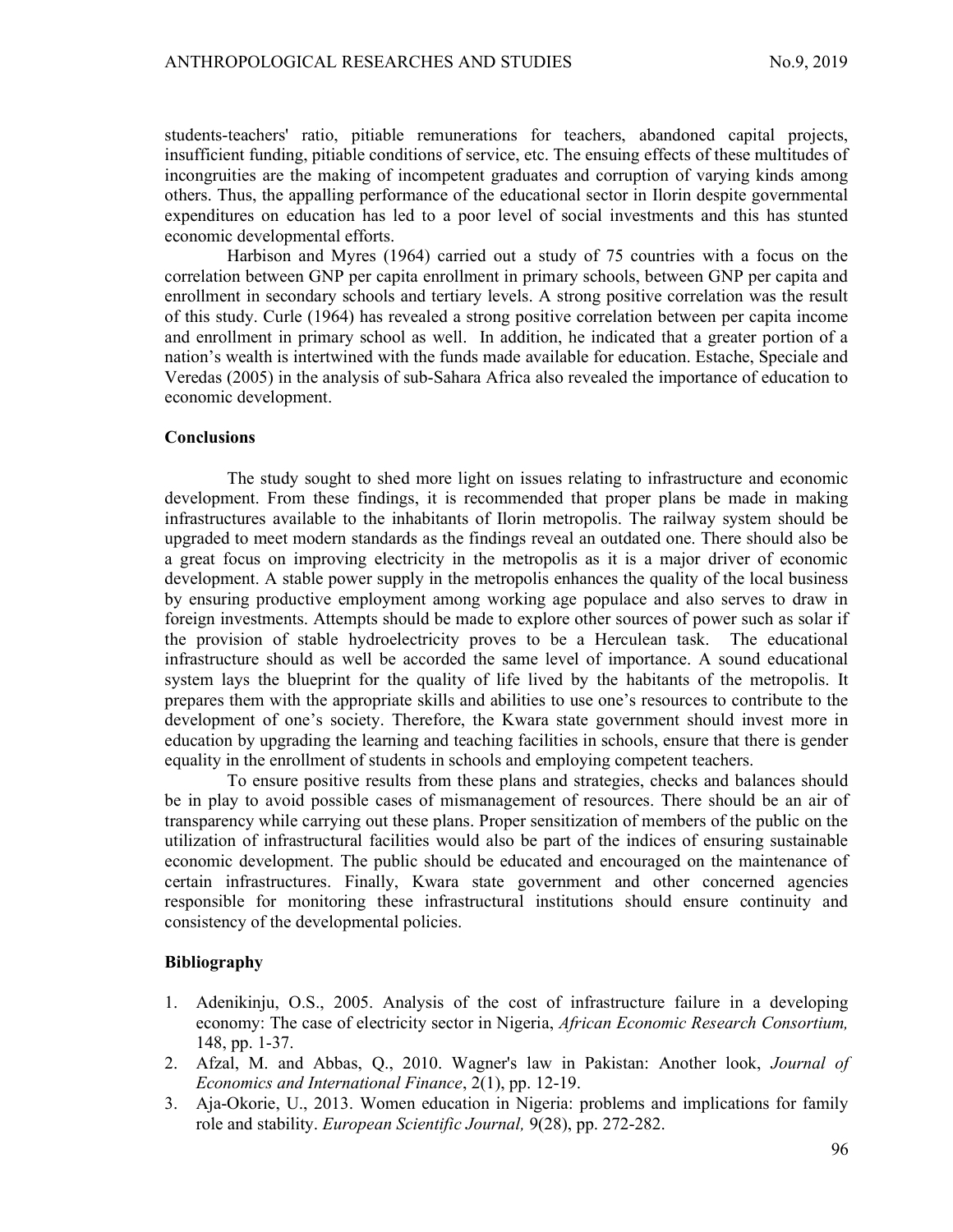students-teachers' ratio, pitiable remunerations for teachers, abandoned capital projects, insufficient funding, pitiable conditions of service, etc. The ensuing effects of these multitudes of incongruities are the making of incompetent graduates and corruption of varying kinds among others. Thus, the appalling performance of the educational sector in Ilorin despite governmental expenditures on education has led to a poor level of social investments and this has stunted economic developmental efforts.

Harbison and Myres (1964) carried out a study of 75 countries with a focus on the correlation between GNP per capita enrollment in primary schools, between GNP per capita and enrollment in secondary schools and tertiary levels. A strong positive correlation was the result of this study. Curle (1964) has revealed a strong positive correlation between per capita income and enrollment in primary school as well. In addition, he indicated that a greater portion of a nation's wealth is intertwined with the funds made available for education. Estache, Speciale and Veredas (2005) in the analysis of sub-Sahara Africa also revealed the importance of education to economic development.

## Conclusions

The study sought to shed more light on issues relating to infrastructure and economic development. From these findings, it is recommended that proper plans be made in making infrastructures available to the inhabitants of Ilorin metropolis. The railway system should be upgraded to meet modern standards as the findings reveal an outdated one. There should also be a great focus on improving electricity in the metropolis as it is a major driver of economic development. A stable power supply in the metropolis enhances the quality of the local business by ensuring productive employment among working age populace and also serves to draw in foreign investments. Attempts should be made to explore other sources of power such as solar if the provision of stable hydroelectricity proves to be a Herculean task. The educational infrastructure should as well be accorded the same level of importance. A sound educational system lays the blueprint for the quality of life lived by the habitants of the metropolis. It prepares them with the appropriate skills and abilities to use one's resources to contribute to the development of one's society. Therefore, the Kwara state government should invest more in education by upgrading the learning and teaching facilities in schools, ensure that there is gender equality in the enrollment of students in schools and employing competent teachers.

To ensure positive results from these plans and strategies, checks and balances should be in play to avoid possible cases of mismanagement of resources. There should be an air of transparency while carrying out these plans. Proper sensitization of members of the public on the utilization of infrastructural facilities would also be part of the indices of ensuring sustainable economic development. The public should be educated and encouraged on the maintenance of certain infrastructures. Finally, Kwara state government and other concerned agencies responsible for monitoring these infrastructural institutions should ensure continuity and consistency of the developmental policies.

## Bibliography

1. Adenikinju, O.S., 2005. Analysis of the cost of infrastructure failure in a developing economy: The case of electricity sector in Nigeria, *African Economic Research Consortium,* 148, pp. 1-37.
2. Afzal, M. and Abbas, Q., 2010. Wagner's law in Pakistan: Another look, *Journal of Economics and International Finance*, 2(1), pp. 12-19.
3. Aja-Okorie, U., 2013. Women education in Nigeria: problems and implications for family role and stability. *European Scientific Journal,* 9(28), pp. 272-282.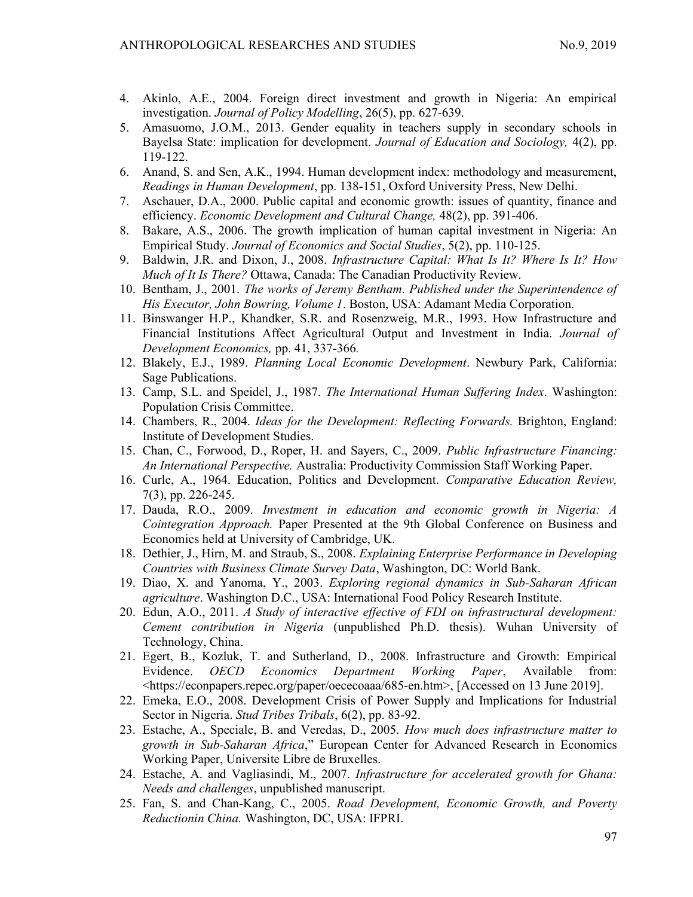4. Akinlo, A.E., 2004. Foreign direct investment and growth in Nigeria: An empirical investigation. *Journal of Policy Modelling*, 26(5), pp. 627-639.
5. Amasuomo, J.O.M., 2013. Gender equality in teachers supply in secondary schools in Bayelsa State: implication for development. *Journal of Education and Sociology,* 4(2), pp. 119-122.
6. Anand, S. and Sen, A.K., 1994. Human development index: methodology and measurement, *Readings in Human Development*, pp. 138-151, Oxford University Press, New Delhi.
7. Aschauer, D.A., 2000. Public capital and economic growth: issues of quantity, finance and efficiency. *Economic Development and Cultural Change,* 48(2), pp. 391-406.
8. Bakare, A.S., 2006. The growth implication of human capital investment in Nigeria: An Empirical Study. *Journal of Economics and Social Studies*, 5(2), pp. 110-125.
9. Baldwin, J.R. and Dixon, J., 2008. *Infrastructure Capital: What Is It? Where Is It? How Much of It Is There?* Ottawa, Canada: The Canadian Productivity Review.
10. Bentham, J., 2001. *The works of Jeremy Bentham. Published under the Superintendence of His Executor, John Bowring, Volume 1*. Boston, USA: Adamant Media Corporation.
11. Binswanger H.P., Khandker, S.R. and Rosenzweig, M.R., 1993. How Infrastructure and Financial Institutions Affect Agricultural Output and Investment in India. *Journal of Development Economics,* pp. 41, 337-366.
12. Blakely, E.J., 1989. *Planning Local Economic Development*. Newbury Park, California: Sage Publications.
13. Camp, S.L. and Speidel, J., 1987. *The International Human Suffering Index*. Washington: Population Crisis Committee.
14. Chambers, R., 2004. *Ideas for the Development: Reflecting Forwards.* Brighton, England: Institute of Development Studies.
15. Chan, C., Forwood, D., Roper, H. and Sayers, C., 2009. *Public Infrastructure Financing: An International Perspective.* Australia: Productivity Commission Staff Working Paper.
16. Curle, A., 1964. Education, Politics and Development. *Comparative Education Review,* 7(3), pp. 226-245.
17. Dauda, R.O., 2009. *Investment in education and economic growth in Nigeria: A Cointegration Approach.* Paper Presented at the 9th Global Conference on Business and Economics held at University of Cambridge, UK.
18. Dethier, J., Hirn, M. and Straub, S., 2008. *Explaining Enterprise Performance in Developing Countries with Business Climate Survey Data*, Washington, DC: World Bank.
19. Diao, X. and Yanoma, Y., 2003. *Exploring regional dynamics in Sub-Saharan African agriculture*. Washington D.C., USA: International Food Policy Research Institute.
20. Edun, A.O., 2011. *A Study of interactive effective of FDI on infrastructural development: Cement contribution in Nigeria* (unpublished Ph.D. thesis). Wuhan University of Technology, China.
21. Egert, B., Kozluk, T. and Sutherland, D., 2008. Infrastructure and Growth: Empirical Evidence. *OECD Economics Department Working Paper*, Available from: <https://econpapers.repec.org/paper/oececoaaa/685-en.htm>, [Accessed on 13 June 2019].
22. Emeka, E.O., 2008. Development Crisis of Power Supply and Implications for Industrial Sector in Nigeria. *Stud Tribes Tribals*, 6(2), pp. 83-92.
23. Estache, A., Speciale, B. and Veredas, D., 2005. *How much does infrastructure matter to growth in Sub-Saharan Africa*," European Center for Advanced Research in Economics Working Paper, Universite Libre de Bruxelles.
24. Estache, A. and Vagliasindi, M., 2007. *Infrastructure for accelerated growth for Ghana: Needs and challenges*, unpublished manuscript.
25. Fan, S. and Chan-Kang, C., 2005. *Road Development, Economic Growth, and Poverty Reductionin China.* Washington, DC, USA: IFPRI.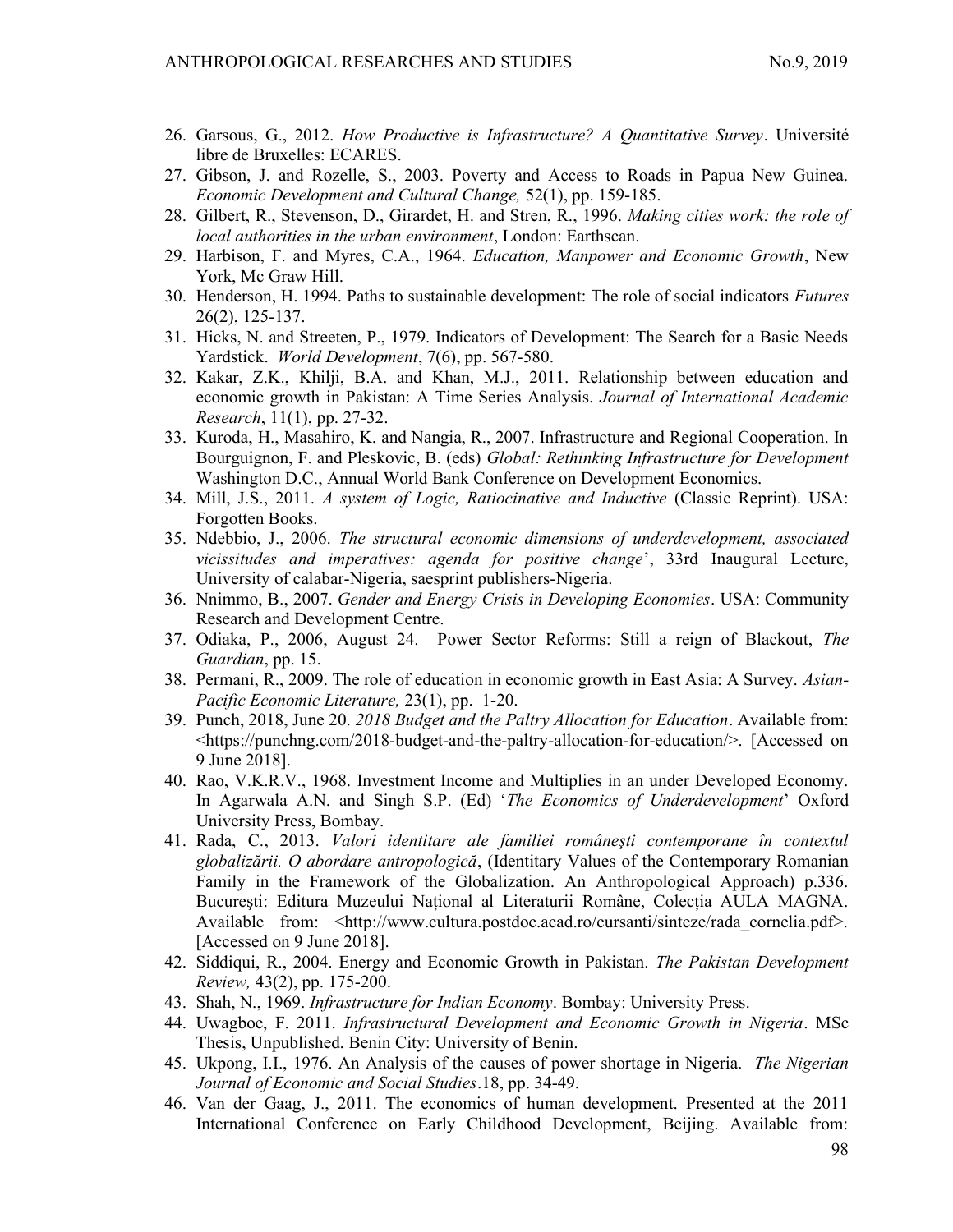26. Garsous, G., 2012. *How Productive is Infrastructure? A Quantitative Survey*. Université libre de Bruxelles: ECARES.
27. Gibson, J. and Rozelle, S., 2003. Poverty and Access to Roads in Papua New Guinea. *Economic Development and Cultural Change,* 52(1), pp. 159-185.
28. Gilbert, R., Stevenson, D., Girardet, H. and Stren, R., 1996. *Making cities work: the role of local authorities in the urban environment*, London: Earthscan.
29. Harbison, F. and Myres, C.A., 1964. *Education, Manpower and Economic Growth*, New York, Mc Graw Hill.
30. Henderson, H. 1994. Paths to sustainable development: The role of social indicators *Futures* 26(2), 125-137.
31. Hicks, N. and Streeten, P., 1979. Indicators of Development: The Search for a Basic Needs Yardstick. *World Development*, 7(6), pp. 567-580.
32. Kakar, Z.K., Khilji, B.A. and Khan, M.J., 2011. Relationship between education and economic growth in Pakistan: A Time Series Analysis. *Journal of International Academic Research*, 11(1), pp. 27-32.
33. Kuroda, H., Masahiro, K. and Nangia, R., 2007. Infrastructure and Regional Cooperation. In Bourguignon, F. and Pleskovic, B. (eds) *Global: Rethinking Infrastructure for Development* Washington D.C., Annual World Bank Conference on Development Economics.
34. Mill, J.S., 2011. *A system of Logic, Ratiocinative and Inductive* (Classic Reprint). USA: Forgotten Books.
35. Ndebbio, J., 2006. *The structural economic dimensions of underdevelopment, associated vicissitudes and imperatives: agenda for positive change*', 33rd Inaugural Lecture, University of calabar-Nigeria, saesprint publishers-Nigeria.
36. Nnimmo, B., 2007. *Gender and Energy Crisis in Developing Economies*. USA: Community Research and Development Centre.
37. Odiaka, P., 2006, August 24. Power Sector Reforms: Still a reign of Blackout, *The Guardian*, pp. 15.
38. Permani, R., 2009. The role of education in economic growth in East Asia: A Survey. *Asian-Pacific Economic Literature,* 23(1), pp. 1-20.
39. Punch, 2018, June 20. *2018 Budget and the Paltry Allocation for Education*. Available from: <https://punchng.com/2018-budget-and-the-paltry-allocation-for-education/>. [Accessed on 9 June 2018].
40. Rao, V.K.R.V., 1968. Investment Income and Multiplies in an under Developed Economy. In Agarwala A.N. and Singh S.P. (Ed) '*The Economics of Underdevelopment*' Oxford University Press, Bombay.
41. Rada, C., 2013. *Valori identitare ale familiei româneşti contemporane în contextul globalizării. O abordare antropologică*, (Identitary Values of the Contemporary Romanian Family in the Framework of the Globalization. An Anthropological Approach) p.336. Bucureşti: Editura Muzeului Național al Literaturii Române, Colecția AULA MAGNA. Available from: <http://www.cultura.postdoc.acad.ro/cursanti/sinteze/rada_cornelia.pdf>. [Accessed on 9 June 2018].
42. Siddiqui, R., 2004. Energy and Economic Growth in Pakistan. *The Pakistan Development Review,* 43(2), pp. 175-200.
43. Shah, N., 1969. *Infrastructure for Indian Economy*. Bombay: University Press.
44. Uwagboe, F. 2011. *Infrastructural Development and Economic Growth in Nigeria*. MSc Thesis, Unpublished. Benin City: University of Benin.
45. Ukpong, I.I., 1976. An Analysis of the causes of power shortage in Nigeria. *The Nigerian Journal of Economic and Social Studies*.18, pp. 34-49.
46. Van der Gaag, J., 2011. The economics of human development. Presented at the 2011 International Conference on Early Childhood Development, Beijing. Available from: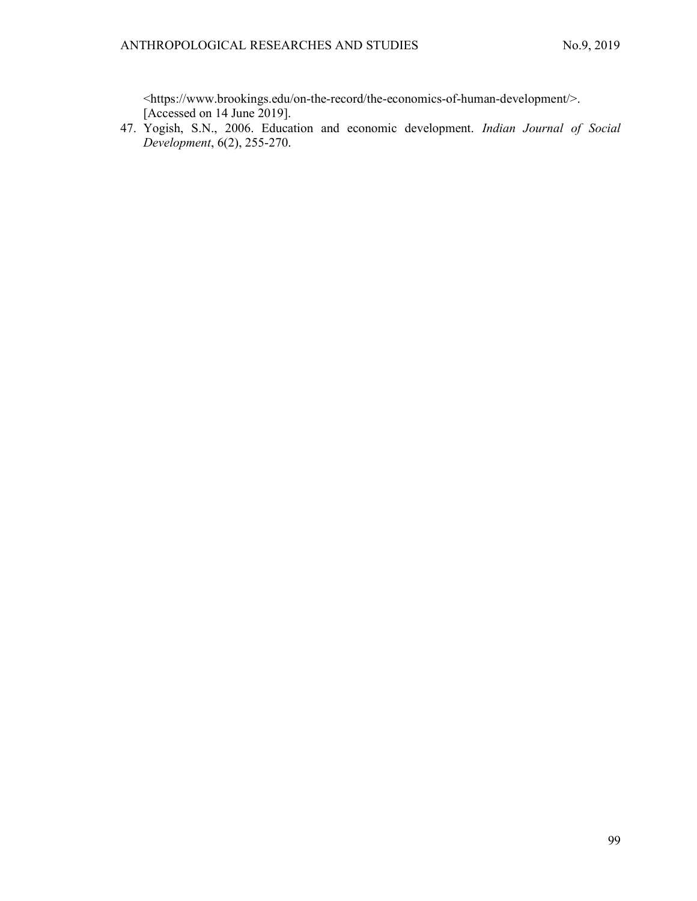<https://www.brookings.edu/on-the-record/the-economics-of-human-development/>. [Accessed on 14 June 2019].

47. Yogish, S.N., 2006. Education and economic development. *Indian Journal of Social Development*, 6(2), 255-270.